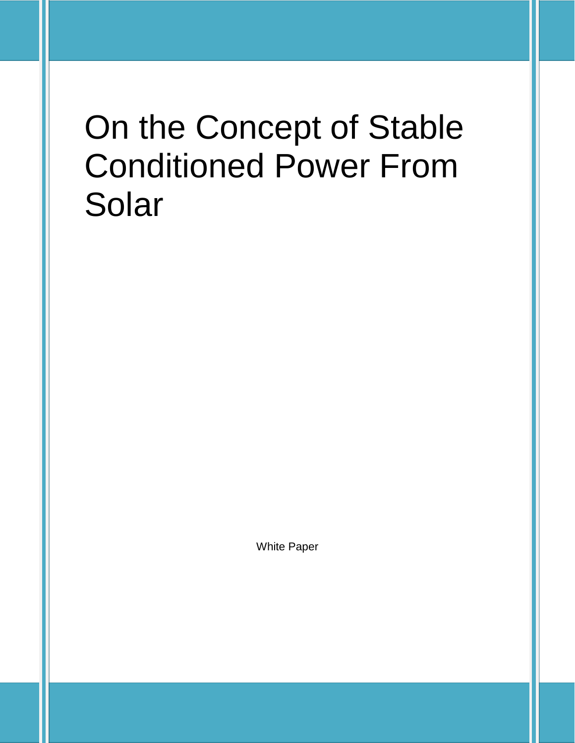# On the Concept of Stable Conditioned Power From Solar

White Paper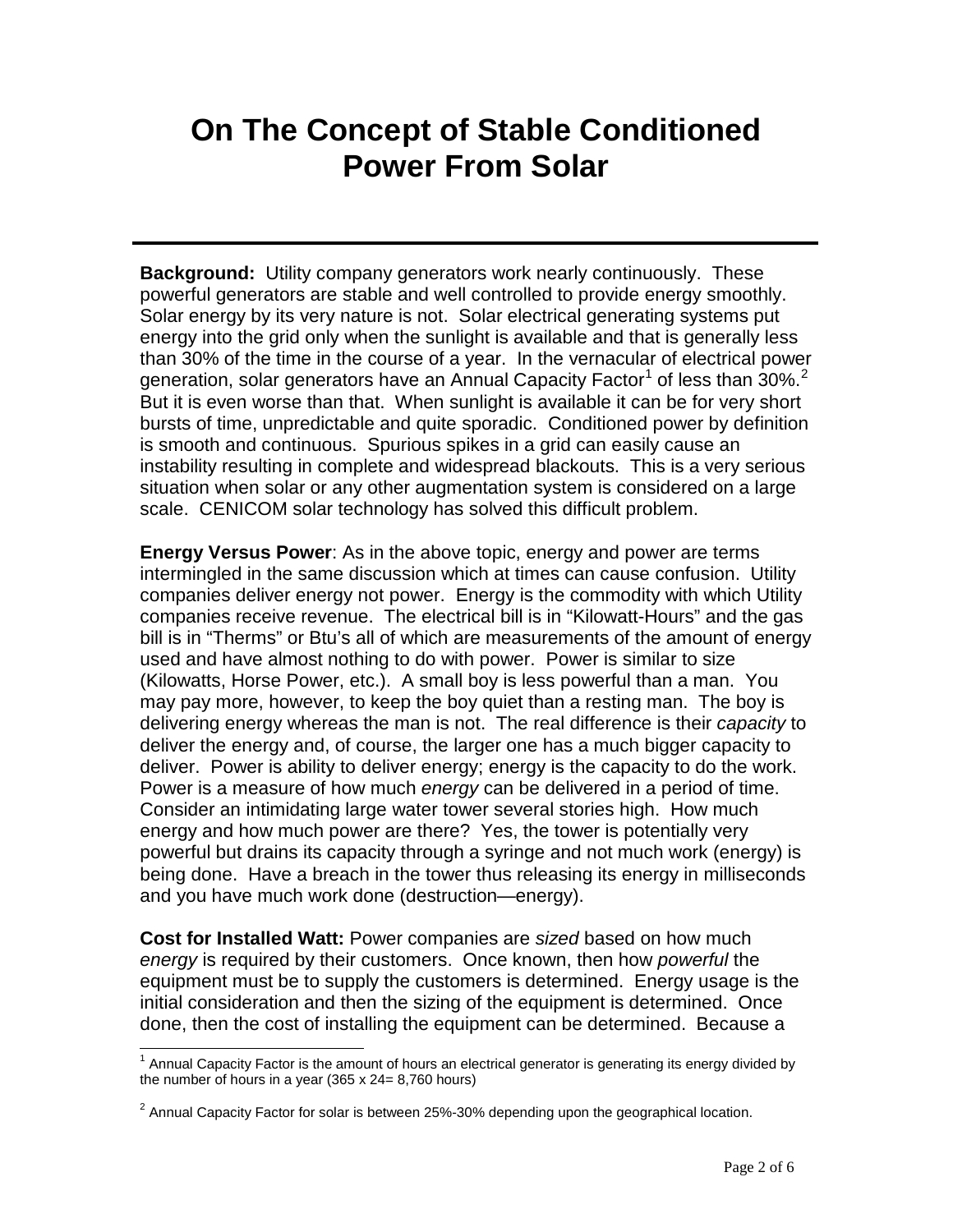# On The Concept of Stable Conditioned Power From Solar

---

**Background:** Utility company generators work nearly continuously. These powerful generators are stable and well controlled to provide energy smoothly. Solar energy by its very nature is not. Solar electrical generating systems put energy into the grid only when the sunlight is available and that is generally less than 30% of the time in the course of a year. In the vernacular of electrical power generation, solar generators have an Annual Capacity Factor[1] of less than 30%.[2] But it is even worse than that. When sunlight is available it can be for very short bursts of time, unpredictable and quite sporadic. Conditioned power by definition is smooth and continuous. Spurious spikes in a grid can easily cause an instability resulting in complete and widespread blackouts. This is a very serious situation when solar or any other augmentation system is considered on a large scale. CENICOM solar technology has solved this difficult problem.

**Energy Versus Power**: As in the above topic, energy and power are terms intermingled in the same discussion which at times can cause confusion. Utility companies deliver energy not power. Energy is the commodity with which Utility companies receive revenue. The electrical bill is in "Kilowatt-Hours" and the gas bill is in "Therms" or Btu's all of which are measurements of the amount of energy used and have almost nothing to do with power. Power is similar to size (Kilowatts, Horse Power, etc.). A small boy is less powerful than a man. You may pay more, however, to keep the boy quiet than a resting man. The boy is delivering energy whereas the man is not. The real difference is their *capacity* to deliver the energy and, of course, the larger one has a much bigger capacity to deliver. Power is ability to deliver energy; energy is the capacity to do the work. Power is a measure of how much *energy* can be delivered in a period of time. Consider an intimidating large water tower several stories high. How much energy and how much power are there? Yes, the tower is potentially very powerful but drains its capacity through a syringe and not much work (energy) is being done. Have a breach in the tower thus releasing its energy in milliseconds and you have much work done (destruction—energy).

**Cost for Installed Watt:** Power companies are *sized* based on how much *energy* is required by their customers. Once known, then how *powerful* the equipment must be to supply the customers is determined. Energy usage is the initial consideration and then the sizing of the equipment is determined. Once done, then the cost of installing the equipment can be determined. Because a

---

[1] Annual Capacity Factor is the amount of hours an electrical generator is generating its energy divided by the number of hours in a year (365 x 24= 8,760 hours)

[2] Annual Capacity Factor for solar is between 25%-30% depending upon the geographical location.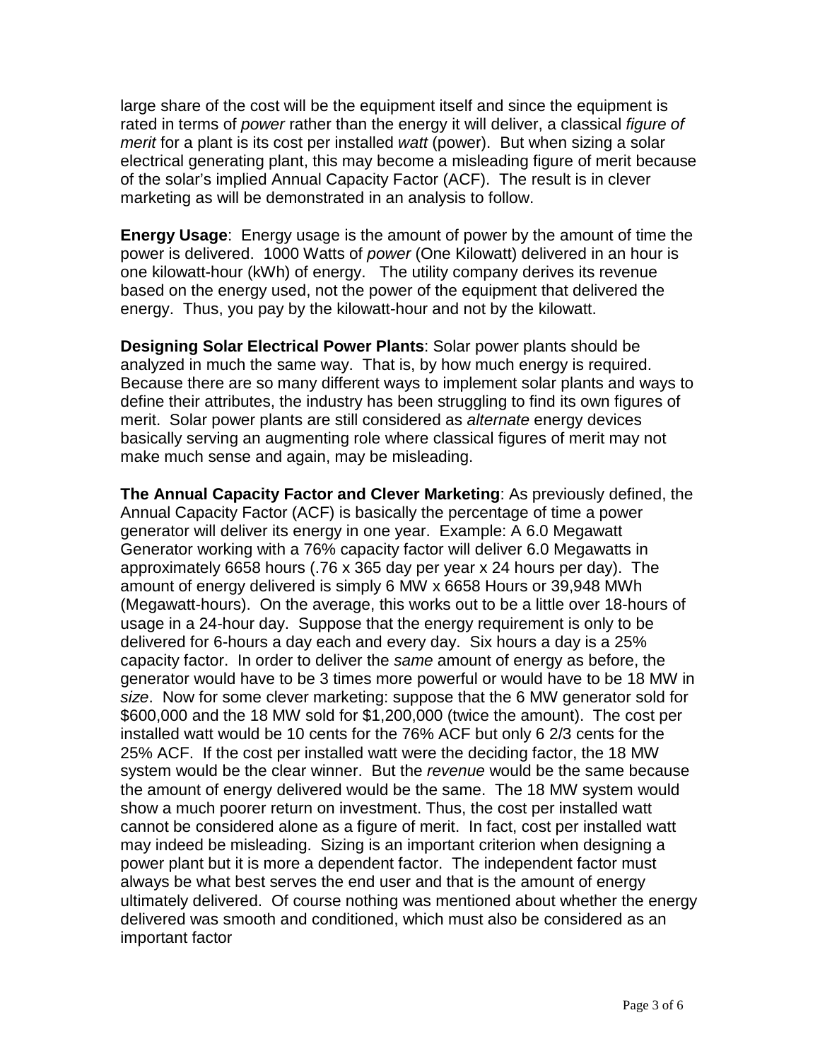large share of the cost will be the equipment itself and since the equipment is rated in terms of *power* rather than the energy it will deliver, a classical *figure of merit* for a plant is its cost per installed *watt* (power). But when sizing a solar electrical generating plant, this may become a misleading figure of merit because of the solar's implied Annual Capacity Factor (ACF). The result is in clever marketing as will be demonstrated in an analysis to follow.

**Energy Usage**: Energy usage is the amount of power by the amount of time the power is delivered. 1000 Watts of *power* (One Kilowatt) delivered in an hour is one kilowatt-hour (kWh) of energy. The utility company derives its revenue based on the energy used, not the power of the equipment that delivered the energy. Thus, you pay by the kilowatt-hour and not by the kilowatt.

**Designing Solar Electrical Power Plants**: Solar power plants should be analyzed in much the same way. That is, by how much energy is required. Because there are so many different ways to implement solar plants and ways to define their attributes, the industry has been struggling to find its own figures of merit. Solar power plants are still considered as *alternate* energy devices basically serving an augmenting role where classical figures of merit may not make much sense and again, may be misleading.

**The Annual Capacity Factor and Clever Marketing**: As previously defined, the Annual Capacity Factor (ACF) is basically the percentage of time a power generator will deliver its energy in one year. Example: A 6.0 Megawatt Generator working with a 76% capacity factor will deliver 6.0 Megawatts in approximately 6658 hours (.76 x 365 day per year x 24 hours per day). The amount of energy delivered is simply 6 MW x 6658 Hours or 39,948 MWh (Megawatt-hours). On the average, this works out to be a little over 18-hours of usage in a 24-hour day. Suppose that the energy requirement is only to be delivered for 6-hours a day each and every day. Six hours a day is a 25% capacity factor. In order to deliver the *same* amount of energy as before, the generator would have to be 3 times more powerful or would have to be 18 MW in *size*. Now for some clever marketing: suppose that the 6 MW generator sold for $600,000 and the 18 MW sold for $1,200,000 (twice the amount). The cost per installed watt would be 10 cents for the 76% ACF but only 6 2/3 cents for the 25% ACF. If the cost per installed watt were the deciding factor, the 18 MW system would be the clear winner. But the *revenue* would be the same because the amount of energy delivered would be the same. The 18 MW system would show a much poorer return on investment. Thus, the cost per installed watt cannot be considered alone as a figure of merit. In fact, cost per installed watt may indeed be misleading. Sizing is an important criterion when designing a power plant but it is more a dependent factor. The independent factor must always be what best serves the end user and that is the amount of energy ultimately delivered. Of course nothing was mentioned about whether the energy delivered was smooth and conditioned, which must also be considered as an important factor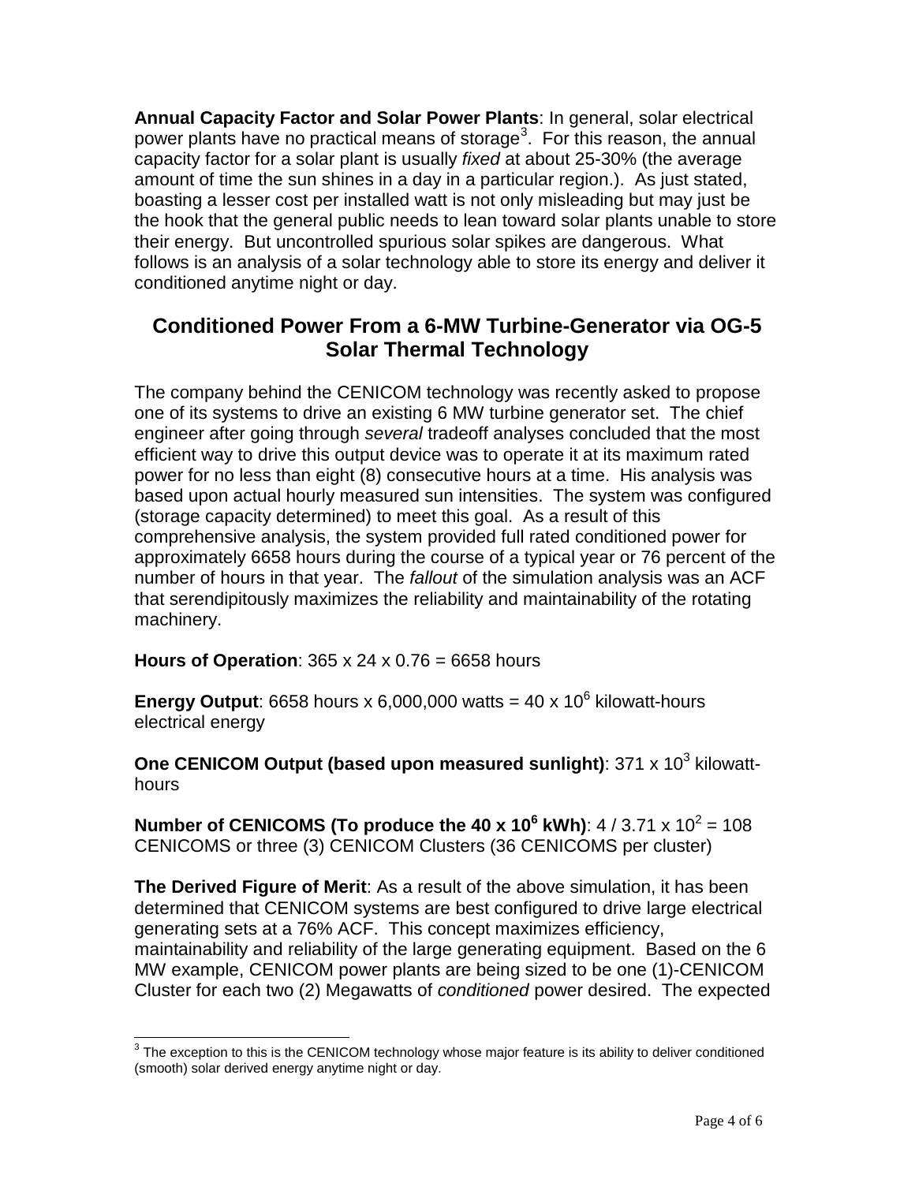**Annual Capacity Factor and Solar Power Plants**: In general, solar electrical power plants have no practical means of storage[3]. For this reason, the annual capacity factor for a solar plant is usually *fixed* at about 25-30% (the average amount of time the sun shines in a day in a particular region.). As just stated, boasting a lesser cost per installed watt is not only misleading but may just be the hook that the general public needs to lean toward solar plants unable to store their energy. But uncontrolled spurious solar spikes are dangerous. What follows is an analysis of a solar technology able to store its energy and deliver it conditioned anytime night or day.

## Conditioned Power From a 6-MW Turbine-Generator via OG-5 Solar Thermal Technology

The company behind the CENICOM technology was recently asked to propose one of its systems to drive an existing 6 MW turbine generator set. The chief engineer after going through *several* tradeoff analyses concluded that the most efficient way to drive this output device was to operate it at its maximum rated power for no less than eight (8) consecutive hours at a time. His analysis was based upon actual hourly measured sun intensities. The system was configured (storage capacity determined) to meet this goal. As a result of this comprehensive analysis, the system provided full rated conditioned power for approximately 6658 hours during the course of a typical year or 76 percent of the number of hours in that year. The *fallout* of the simulation analysis was an ACF that serendipitously maximizes the reliability and maintainability of the rotating machinery.

**Hours of Operation**: $365 \times 24 \times 0.76 = 6658$ hours

**Energy Output**: 6658 hours x 6,000,000 watts = $40 \times 10^6$ kilowatt-hours electrical energy

**One CENICOM Output (based upon measured sunlight)**: $371 \times 10^3$ kilowatt-hours

**Number of CENICOMS (To produce the $40 \times 10^6$ kWh)**: $4 / 3.71 \times 10^2 = 108$ CENICOMS or three (3) CENICOM Clusters (36 CENICOMS per cluster)

**The Derived Figure of Merit**: As a result of the above simulation, it has been determined that CENICOM systems are best configured to drive large electrical generating sets at a 76% ACF. This concept maximizes efficiency, maintainability and reliability of the large generating equipment. Based on the 6 MW example, CENICOM power plants are being sized to be one (1)-CENICOM Cluster for each two (2) Megawatts of *conditioned* power desired. The expected

[3] The exception to this is the CENICOM technology whose major feature is its ability to deliver conditioned (smooth) solar derived energy anytime night or day.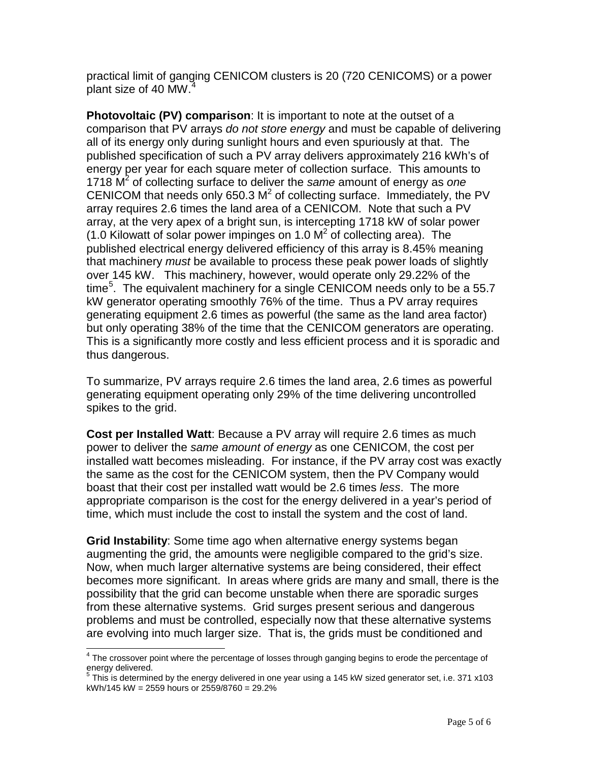practical limit of ganging CENICOM clusters is 20 (720 CENICOMS) or a power plant size of 40 MW.[4]

**Photovoltaic (PV) comparison**: It is important to note at the outset of a comparison that PV arrays *do not store energy* and must be capable of delivering all of its energy only during sunlight hours and even spuriously at that. The published specification of such a PV array delivers approximately 216 kWh's of energy per year for each square meter of collection surface. This amounts to 1718 $M^2$ of collecting surface to deliver the *same* amount of energy as *one* CENICOM that needs only 650.3 $M^2$ of collecting surface. Immediately, the PV array requires 2.6 times the land area of a CENICOM. Note that such a PV array, at the very apex of a bright sun, is intercepting 1718 kW of solar power (1.0 Kilowatt of solar power impinges on 1.0 $M^2$ of collecting area). The published electrical energy delivered efficiency of this array is 8.45% meaning that machinery *must* be available to process these peak power loads of slightly over 145 kW. This machinery, however, would operate only 29.22% of the time[5]. The equivalent machinery for a single CENICOM needs only to be a 55.7 kW generator operating smoothly 76% of the time. Thus a PV array requires generating equipment 2.6 times as powerful (the same as the land area factor) but only operating 38% of the time that the CENICOM generators are operating. This is a significantly more costly and less efficient process and it is sporadic and thus dangerous.

To summarize, PV arrays require 2.6 times the land area, 2.6 times as powerful generating equipment operating only 29% of the time delivering uncontrolled spikes to the grid.

**Cost per Installed Watt**: Because a PV array will require 2.6 times as much power to deliver the *same amount of energy* as one CENICOM, the cost per installed watt becomes misleading. For instance, if the PV array cost was exactly the same as the cost for the CENICOM system, then the PV Company would boast that their cost per installed watt would be 2.6 times *less*. The more appropriate comparison is the cost for the energy delivered in a year's period of time, which must include the cost to install the system and the cost of land.

**Grid Instability**: Some time ago when alternative energy systems began augmenting the grid, the amounts were negligible compared to the grid's size. Now, when much larger alternative systems are being considered, their effect becomes more significant. In areas where grids are many and small, there is the possibility that the grid can become unstable when there are sporadic surges from these alternative systems. Grid surges present serious and dangerous problems and must be controlled, especially now that these alternative systems are evolving into much larger size. That is, the grids must be conditioned and

---

[4] The crossover point where the percentage of losses through ganging begins to erode the percentage of energy delivered.

[5] This is determined by the energy delivered in one year using a 145 kW sized generator set, i.e. 371 x103 kWh/145 kW = 2559 hours or 2559/8760 = 29.2%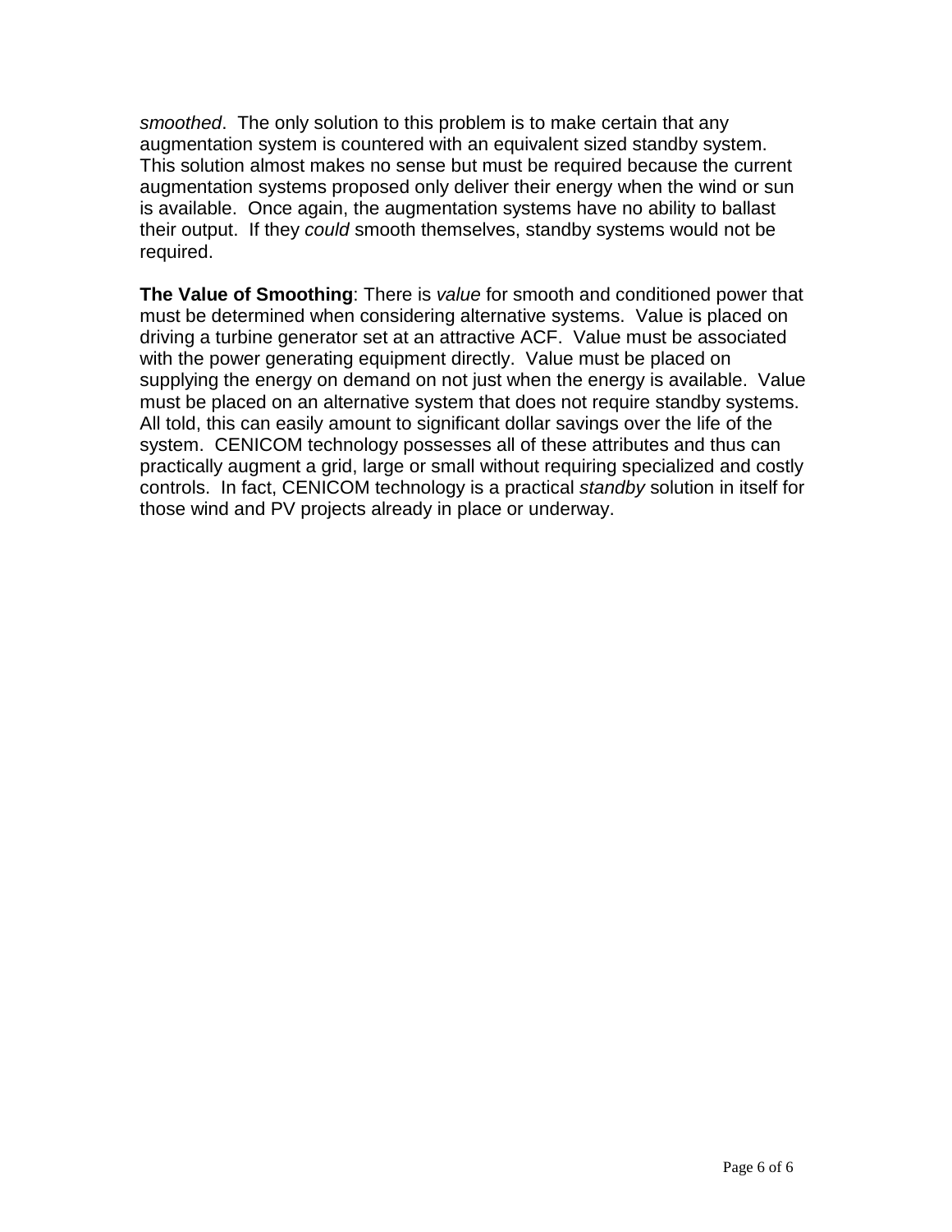*smoothed*. The only solution to this problem is to make certain that any augmentation system is countered with an equivalent sized standby system. This solution almost makes no sense but must be required because the current augmentation systems proposed only deliver their energy when the wind or sun is available. Once again, the augmentation systems have no ability to ballast their output. If they *could* smooth themselves, standby systems would not be required.

**The Value of Smoothing**: There is *value* for smooth and conditioned power that must be determined when considering alternative systems. Value is placed on driving a turbine generator set at an attractive ACF. Value must be associated with the power generating equipment directly. Value must be placed on supplying the energy on demand on not just when the energy is available. Value must be placed on an alternative system that does not require standby systems. All told, this can easily amount to significant dollar savings over the life of the system. CENICOM technology possesses all of these attributes and thus can practically augment a grid, large or small without requiring specialized and costly controls. In fact, CENICOM technology is a practical *standby* solution in itself for those wind and PV projects already in place or underway.